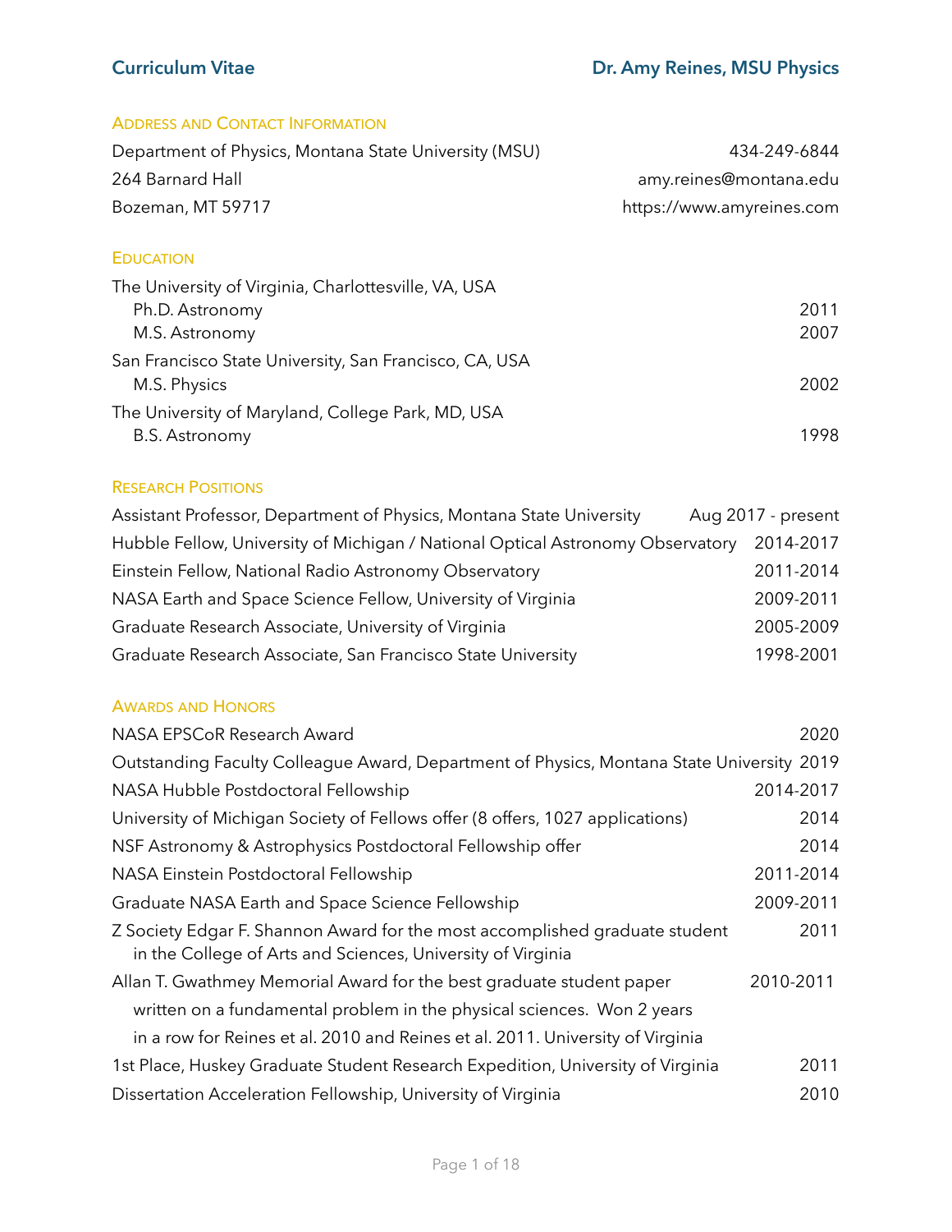# Curriculum Vitae

**Dr. Amy Reines, MSU Physics**

## Address and Contact Information

Department of Physics, Montana State University (MSU)
264 Barnard Hall
Bozeman, MT 59717

434-249-6844
amy.reines@montana.edu
https://www.amyreines.com

## Education

The University of Virginia, Charlottesville, VA, USA
- Ph.D. Astronomy — 2011
- M.S. Astronomy — 2007

San Francisco State University, San Francisco, CA, USA
- M.S. Physics — 2002

The University of Maryland, College Park, MD, USA
- B.S. Astronomy — 1998

## Research Positions

| Position | Dates |
|---|---|
| Assistant Professor, Department of Physics, Montana State University | Aug 2017 - present |
| Hubble Fellow, University of Michigan / National Optical Astronomy Observatory | 2014-2017 |
| Einstein Fellow, National Radio Astronomy Observatory | 2011-2014 |
| NASA Earth and Space Science Fellow, University of Virginia | 2009-2011 |
| Graduate Research Associate, University of Virginia | 2005-2009 |
| Graduate Research Associate, San Francisco State University | 1998-2001 |

## Awards and Honors

| Award | Year |
|---|---|
| NASA EPSCoR Research Award | 2020 |
| Outstanding Faculty Colleague Award, Department of Physics, Montana State University | 2019 |
| NASA Hubble Postdoctoral Fellowship | 2014-2017 |
| University of Michigan Society of Fellows offer (8 offers, 1027 applications) | 2014 |
| NSF Astronomy & Astrophysics Postdoctoral Fellowship offer | 2014 |
| NASA Einstein Postdoctoral Fellowship | 2011-2014 |
| Graduate NASA Earth and Space Science Fellowship | 2009-2011 |
| Z Society Edgar F. Shannon Award for the most accomplished graduate student in the College of Arts and Sciences, University of Virginia | 2011 |
| Allan T. Gwathmey Memorial Award for the best graduate student paper written on a fundamental problem in the physical sciences. Won 2 years in a row for Reines et al. 2010 and Reines et al. 2011. University of Virginia | 2010-2011 |
| 1st Place, Huskey Graduate Student Research Expedition, University of Virginia | 2011 |
| Dissertation Acceleration Fellowship, University of Virginia | 2010 |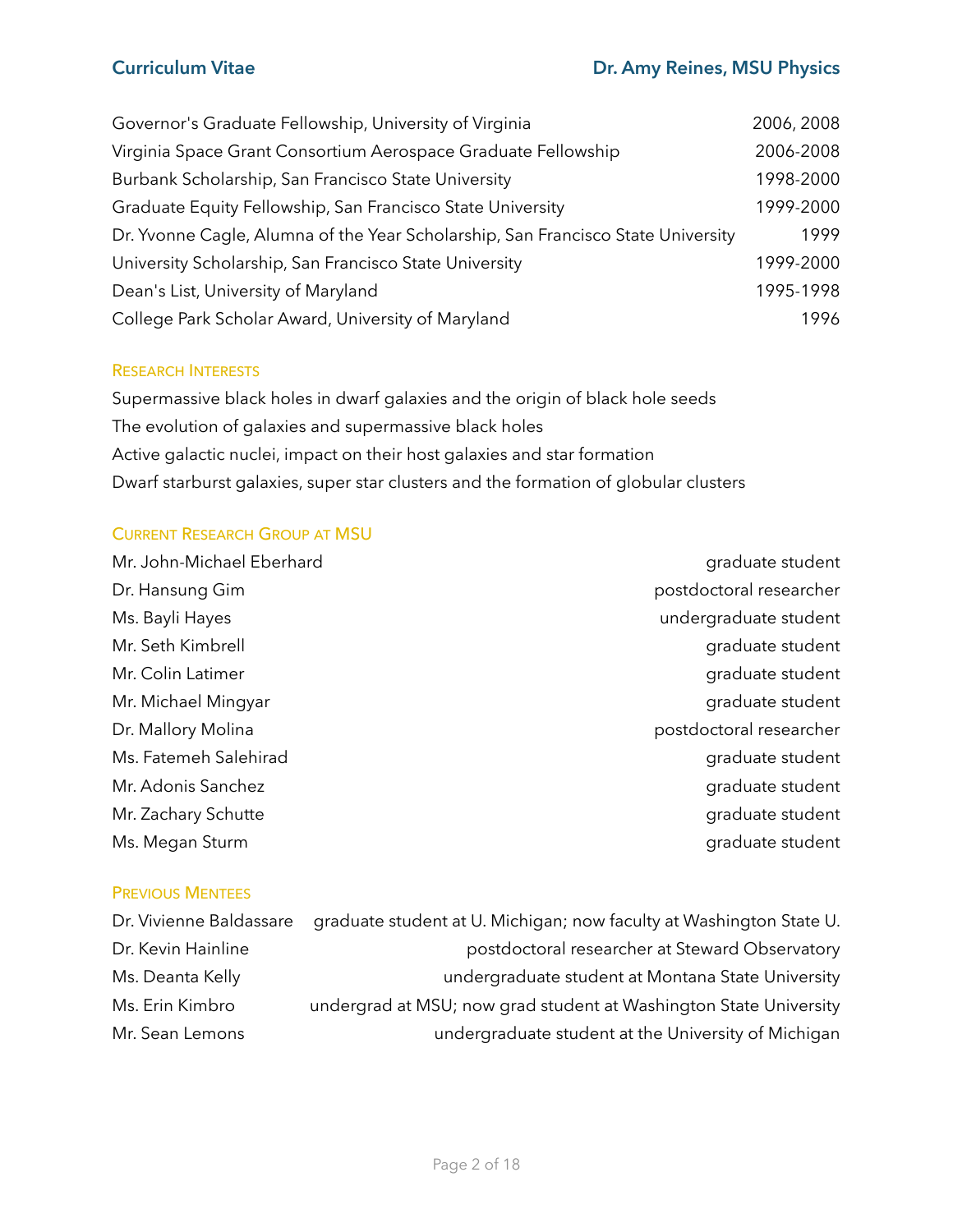| | |
|---|---|
| Governor's Graduate Fellowship, University of Virginia | 2006, 2008 |
| Virginia Space Grant Consortium Aerospace Graduate Fellowship | 2006-2008 |
| Burbank Scholarship, San Francisco State University | 1998-2000 |
| Graduate Equity Fellowship, San Francisco State University | 1999-2000 |
| Dr. Yvonne Cagle, Alumna of the Year Scholarship, San Francisco State University | 1999 |
| University Scholarship, San Francisco State University | 1999-2000 |
| Dean's List, University of Maryland | 1995-1998 |
| College Park Scholar Award, University of Maryland | 1996 |

## Research Interests

Supermassive black holes in dwarf galaxies and the origin of black hole seeds
The evolution of galaxies and supermassive black holes
Active galactic nuclei, impact on their host galaxies and star formation
Dwarf starburst galaxies, super star clusters and the formation of globular clusters

## Current Research Group at MSU

| | |
|---|---|
| Mr. John-Michael Eberhard | graduate student |
| Dr. Hansung Gim | postdoctoral researcher |
| Ms. Bayli Hayes | undergraduate student |
| Mr. Seth Kimbrell | graduate student |
| Mr. Colin Latimer | graduate student |
| Mr. Michael Mingyar | graduate student |
| Dr. Mallory Molina | postdoctoral researcher |
| Ms. Fatemeh Salehirad | graduate student |
| Mr. Adonis Sanchez | graduate student |
| Mr. Zachary Schutte | graduate student |
| Ms. Megan Sturm | graduate student |

## Previous Mentees

| | |
|---|---|
| Dr. Vivienne Baldassare | graduate student at U. Michigan; now faculty at Washington State U. |
| Dr. Kevin Hainline | postdoctoral researcher at Steward Observatory |
| Ms. Deanta Kelly | undergraduate student at Montana State University |
| Ms. Erin Kimbro | undergrad at MSU; now grad student at Washington State University |
| Mr. Sean Lemons | undergraduate student at the University of Michigan |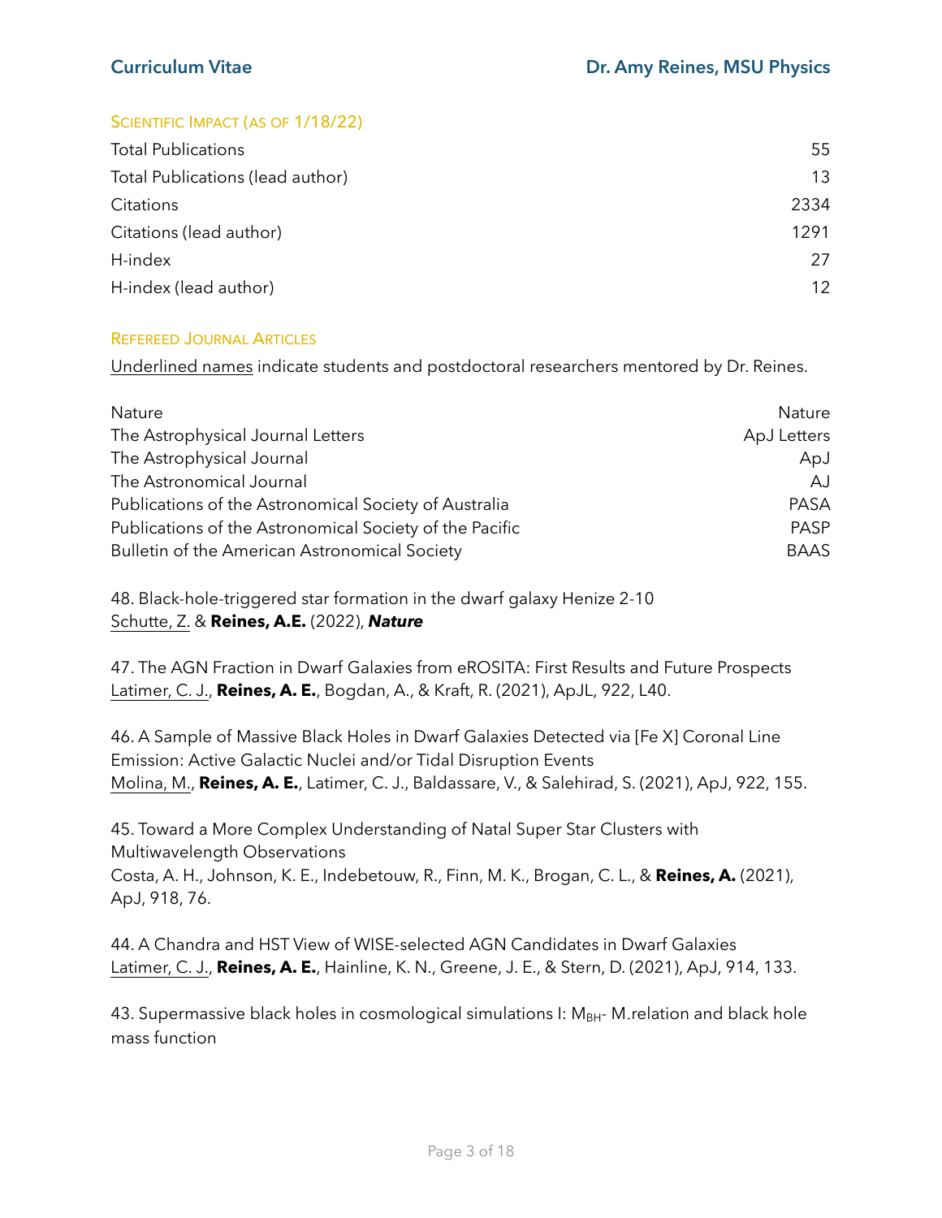### Scientific Impact (as of 1/18/22)

| | |
|---|---|
| Total Publications | 55 |
| Total Publications (lead author) | 13 |
| Citations | 2334 |
| Citations (lead author) | 1291 |
| H-index | 27 |
| H-index (lead author) | 12 |

### Refereed Journal Articles

<u>Underlined names</u> indicate students and postdoctoral researchers mentored by Dr. Reines.

| | |
|---|---|
| Nature | Nature |
| The Astrophysical Journal Letters | ApJ Letters |
| The Astrophysical Journal | ApJ |
| The Astronomical Journal | AJ |
| Publications of the Astronomical Society of Australia | PASA |
| Publications of the Astronomical Society of the Pacific | PASP |
| Bulletin of the American Astronomical Society | BAAS |

48. Black-hole-triggered star formation in the dwarf galaxy Henize 2-10
<u>Schutte, Z.</u> & **Reines, A.E.** (2022), ***Nature***

47. The AGN Fraction in Dwarf Galaxies from eROSITA: First Results and Future Prospects
<u>Latimer, C. J.</u>, **Reines, A. E.**, Bogdan, A., & Kraft, R. (2021), ApJL, 922, L40.

46. A Sample of Massive Black Holes in Dwarf Galaxies Detected via [Fe X] Coronal Line Emission: Active Galactic Nuclei and/or Tidal Disruption Events
<u>Molina, M.</u>, **Reines, A. E.**, Latimer, C. J., Baldassare, V., & Salehirad, S. (2021), ApJ, 922, 155.

45. Toward a More Complex Understanding of Natal Super Star Clusters with Multiwavelength Observations
Costa, A. H., Johnson, K. E., Indebetouw, R., Finn, M. K., Brogan, C. L., & **Reines, A.** (2021), ApJ, 918, 76.

44. A Chandra and HST View of WISE-selected AGN Candidates in Dwarf Galaxies
<u>Latimer, C. J.</u>, **Reines, A. E.**, Hainline, K. N., Greene, J. E., & Stern, D. (2021), ApJ, 914, 133.

43. Supermassive black holes in cosmological simulations I: $M_{BH}$- M.relation and black hole mass function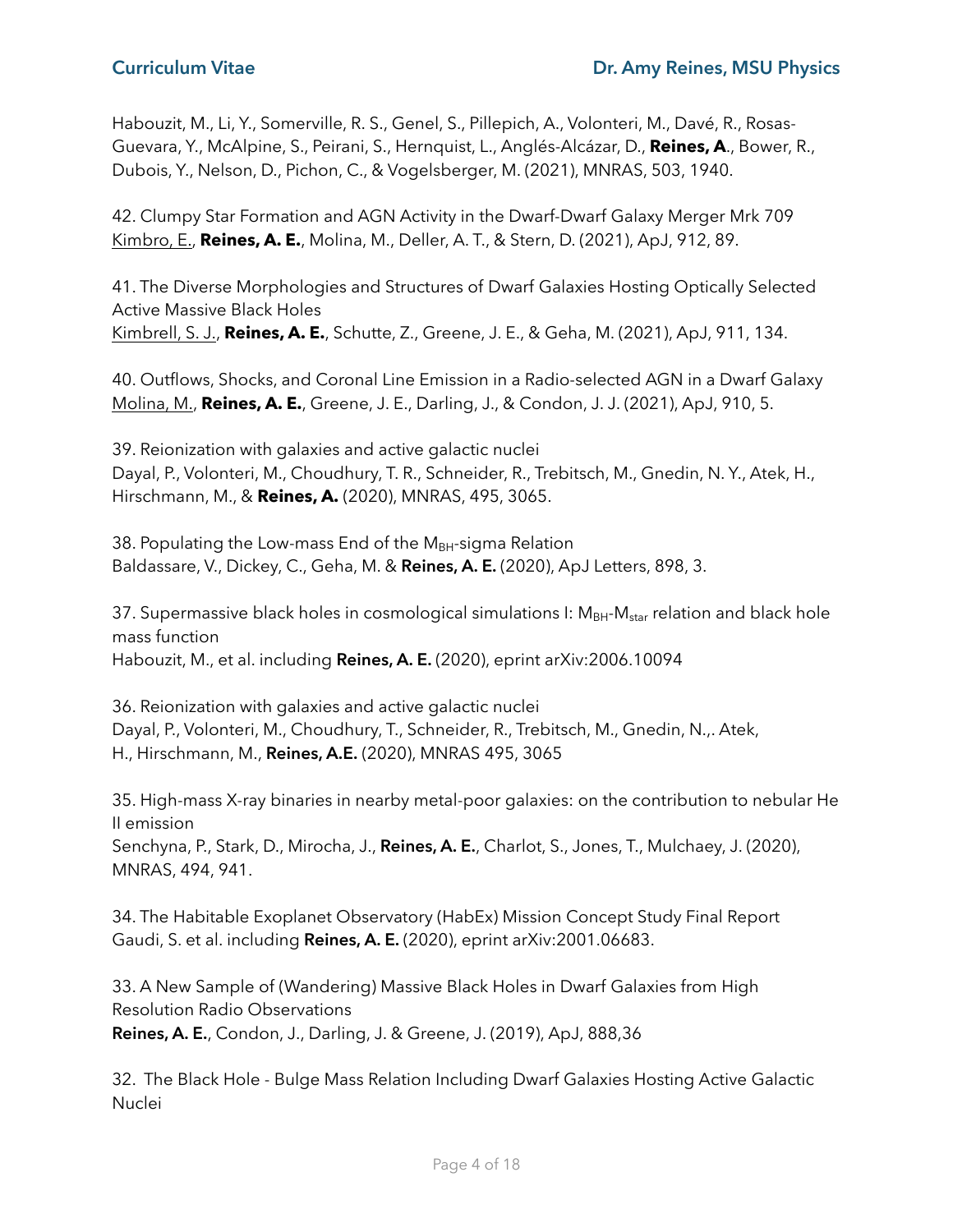Habouzit, M., Li, Y., Somerville, R. S., Genel, S., Pillepich, A., Volonteri, M., Davé, R., Rosas-Guevara, Y., McAlpine, S., Peirani, S., Hernquist, L., Anglés-Alcázar, D., **Reines, A**., Bower, R., Dubois, Y., Nelson, D., Pichon, C., & Vogelsberger, M. (2021), MNRAS, 503, 1940.

42. Clumpy Star Formation and AGN Activity in the Dwarf-Dwarf Galaxy Merger Mrk 709
<u>Kimbro, E.</u>, **Reines, A. E.**, Molina, M., Deller, A. T., & Stern, D. (2021), ApJ, 912, 89.

41. The Diverse Morphologies and Structures of Dwarf Galaxies Hosting Optically Selected Active Massive Black Holes
<u>Kimbrell, S. J.</u>, **Reines, A. E.**, Schutte, Z., Greene, J. E., & Geha, M. (2021), ApJ, 911, 134.

40. Outflows, Shocks, and Coronal Line Emission in a Radio-selected AGN in a Dwarf Galaxy
<u>Molina, M.</u>, **Reines, A. E.**, Greene, J. E., Darling, J., & Condon, J. J. (2021), ApJ, 910, 5.

39. Reionization with galaxies and active galactic nuclei
Dayal, P., Volonteri, M., Choudhury, T. R., Schneider, R., Trebitsch, M., Gnedin, N. Y., Atek, H., Hirschmann, M., & **Reines, A.** (2020), MNRAS, 495, 3065.

38. Populating the Low-mass End of the $M_{BH}$-sigma Relation
Baldassare, V., Dickey, C., Geha, M. & **Reines, A. E.** (2020), ApJ Letters, 898, 3.

37. Supermassive black holes in cosmological simulations I: $M_{BH}$-$M_{star}$ relation and black hole mass function
Habouzit, M., et al. including **Reines, A. E.** (2020), eprint arXiv:2006.10094

36. Reionization with galaxies and active galactic nuclei
Dayal, P., Volonteri, M., Choudhury, T., Schneider, R., Trebitsch, M., Gnedin, N.,. Atek, H., Hirschmann, M., **Reines, A.E.** (2020), MNRAS 495, 3065

35. High-mass X-ray binaries in nearby metal-poor galaxies: on the contribution to nebular He II emission
Senchyna, P., Stark, D., Mirocha, J., **Reines, A. E.**, Charlot, S., Jones, T., Mulchaey, J. (2020), MNRAS, 494, 941.

34. The Habitable Exoplanet Observatory (HabEx) Mission Concept Study Final Report
Gaudi, S. et al. including **Reines, A. E.** (2020), eprint arXiv:2001.06683.

33. A New Sample of (Wandering) Massive Black Holes in Dwarf Galaxies from High Resolution Radio Observations
**Reines, A. E.**, Condon, J., Darling, J. & Greene, J. (2019), ApJ, 888,36

32. The Black Hole - Bulge Mass Relation Including Dwarf Galaxies Hosting Active Galactic Nuclei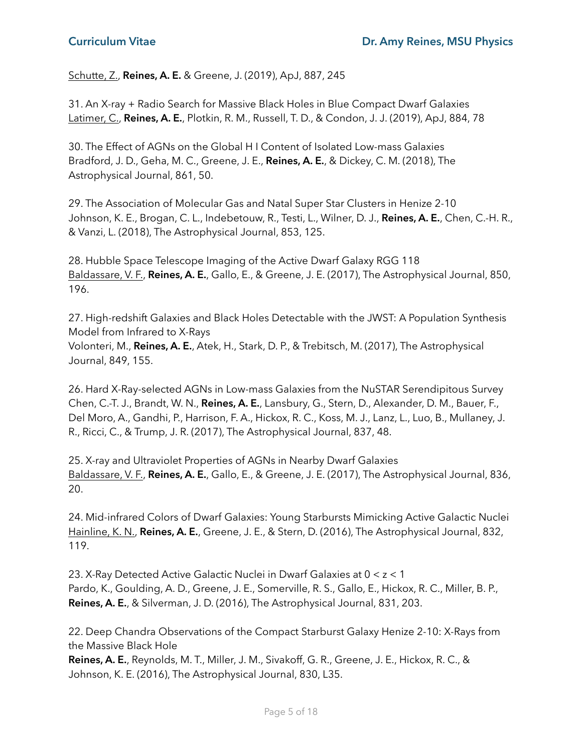<u>Schutte, Z.</u>, **Reines, A. E.** & Greene, J. (2019), ApJ, 887, 245

31. An X-ray + Radio Search for Massive Black Holes in Blue Compact Dwarf Galaxies
<u>Latimer, C.</u>, **Reines, A. E.**, Plotkin, R. M., Russell, T. D., & Condon, J. J. (2019), ApJ, 884, 78

30. The Effect of AGNs on the Global H I Content of Isolated Low-mass Galaxies
Bradford, J. D., Geha, M. C., Greene, J. E., **Reines, A. E.**, & Dickey, C. M. (2018), The Astrophysical Journal, 861, 50.

29. The Association of Molecular Gas and Natal Super Star Clusters in Henize 2-10
Johnson, K. E., Brogan, C. L., Indebetouw, R., Testi, L., Wilner, D. J., **Reines, A. E.**, Chen, C.-H. R., & Vanzi, L. (2018), The Astrophysical Journal, 853, 125.

28. Hubble Space Telescope Imaging of the Active Dwarf Galaxy RGG 118
<u>Baldassare, V. F.</u>, **Reines, A. E.**, Gallo, E., & Greene, J. E. (2017), The Astrophysical Journal, 850, 196.

27. High-redshift Galaxies and Black Holes Detectable with the JWST: A Population Synthesis Model from Infrared to X-Rays
Volonteri, M., **Reines, A. E.**, Atek, H., Stark, D. P., & Trebitsch, M. (2017), The Astrophysical Journal, 849, 155.

26. Hard X-Ray-selected AGNs in Low-mass Galaxies from the NuSTAR Serendipitous Survey
Chen, C.-T. J., Brandt, W. N., **Reines, A. E.**, Lansbury, G., Stern, D., Alexander, D. M., Bauer, F., Del Moro, A., Gandhi, P., Harrison, F. A., Hickox, R. C., Koss, M. J., Lanz, L., Luo, B., Mullaney, J. R., Ricci, C., & Trump, J. R. (2017), The Astrophysical Journal, 837, 48.

25. X-ray and Ultraviolet Properties of AGNs in Nearby Dwarf Galaxies
<u>Baldassare, V. F.</u>, **Reines, A. E.**, Gallo, E., & Greene, J. E. (2017), The Astrophysical Journal, 836, 20.

24. Mid-infrared Colors of Dwarf Galaxies: Young Starbursts Mimicking Active Galactic Nuclei
<u>Hainline, K. N.</u>, **Reines, A. E.**, Greene, J. E., & Stern, D. (2016), The Astrophysical Journal, 832, 119.

23. X-Ray Detected Active Galactic Nuclei in Dwarf Galaxies at $0 < z < 1$
Pardo, K., Goulding, A. D., Greene, J. E., Somerville, R. S., Gallo, E., Hickox, R. C., Miller, B. P., **Reines, A. E.**, & Silverman, J. D. (2016), The Astrophysical Journal, 831, 203.

22. Deep Chandra Observations of the Compact Starburst Galaxy Henize 2-10: X-Rays from the Massive Black Hole
**Reines, A. E.**, Reynolds, M. T., Miller, J. M., Sivakoff, G. R., Greene, J. E., Hickox, R. C., & Johnson, K. E. (2016), The Astrophysical Journal, 830, L35.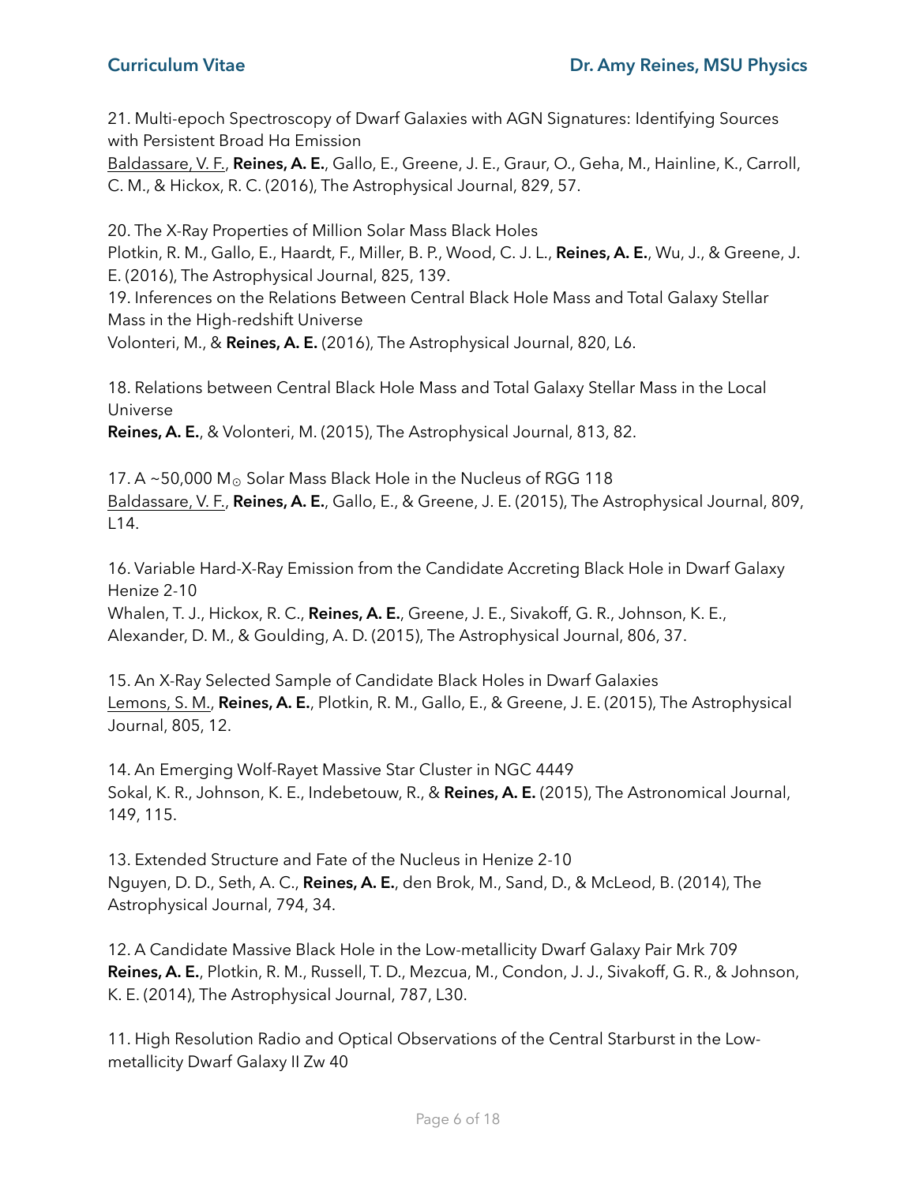21. Multi-epoch Spectroscopy of Dwarf Galaxies with AGN Signatures: Identifying Sources with Persistent Broad Hα Emission
<u>Baldassare, V. F.</u>, **Reines, A. E.**, Gallo, E., Greene, J. E., Graur, O., Geha, M., Hainline, K., Carroll, C. M., & Hickox, R. C. (2016), The Astrophysical Journal, 829, 57.

20. The X-Ray Properties of Million Solar Mass Black Holes
Plotkin, R. M., Gallo, E., Haardt, F., Miller, B. P., Wood, C. J. L., **Reines, A. E.**, Wu, J., & Greene, J. E. (2016), The Astrophysical Journal, 825, 139.

19. Inferences on the Relations Between Central Black Hole Mass and Total Galaxy Stellar Mass in the High-redshift Universe
Volonteri, M., & **Reines, A. E.** (2016), The Astrophysical Journal, 820, L6.

18. Relations between Central Black Hole Mass and Total Galaxy Stellar Mass in the Local Universe
**Reines, A. E.**, & Volonteri, M. (2015), The Astrophysical Journal, 813, 82.

17. A ~50,000 $M_{\odot}$ Solar Mass Black Hole in the Nucleus of RGG 118
<u>Baldassare, V. F.</u>, **Reines, A. E.**, Gallo, E., & Greene, J. E. (2015), The Astrophysical Journal, 809, L14.

16. Variable Hard-X-Ray Emission from the Candidate Accreting Black Hole in Dwarf Galaxy Henize 2-10
Whalen, T. J., Hickox, R. C., **Reines, A. E.**, Greene, J. E., Sivakoff, G. R., Johnson, K. E., Alexander, D. M., & Goulding, A. D. (2015), The Astrophysical Journal, 806, 37.

15. An X-Ray Selected Sample of Candidate Black Holes in Dwarf Galaxies
<u>Lemons, S. M.</u>, **Reines, A. E.**, Plotkin, R. M., Gallo, E., & Greene, J. E. (2015), The Astrophysical Journal, 805, 12.

14. An Emerging Wolf-Rayet Massive Star Cluster in NGC 4449
Sokal, K. R., Johnson, K. E., Indebetouw, R., & **Reines, A. E.** (2015), The Astronomical Journal, 149, 115.

13. Extended Structure and Fate of the Nucleus in Henize 2-10
Nguyen, D. D., Seth, A. C., **Reines, A. E.**, den Brok, M., Sand, D., & McLeod, B. (2014), The Astrophysical Journal, 794, 34.

12. A Candidate Massive Black Hole in the Low-metallicity Dwarf Galaxy Pair Mrk 709
**Reines, A. E.**, Plotkin, R. M., Russell, T. D., Mezcua, M., Condon, J. J., Sivakoff, G. R., & Johnson, K. E. (2014), The Astrophysical Journal, 787, L30.

11. High Resolution Radio and Optical Observations of the Central Starburst in the Low-metallicity Dwarf Galaxy II Zw 40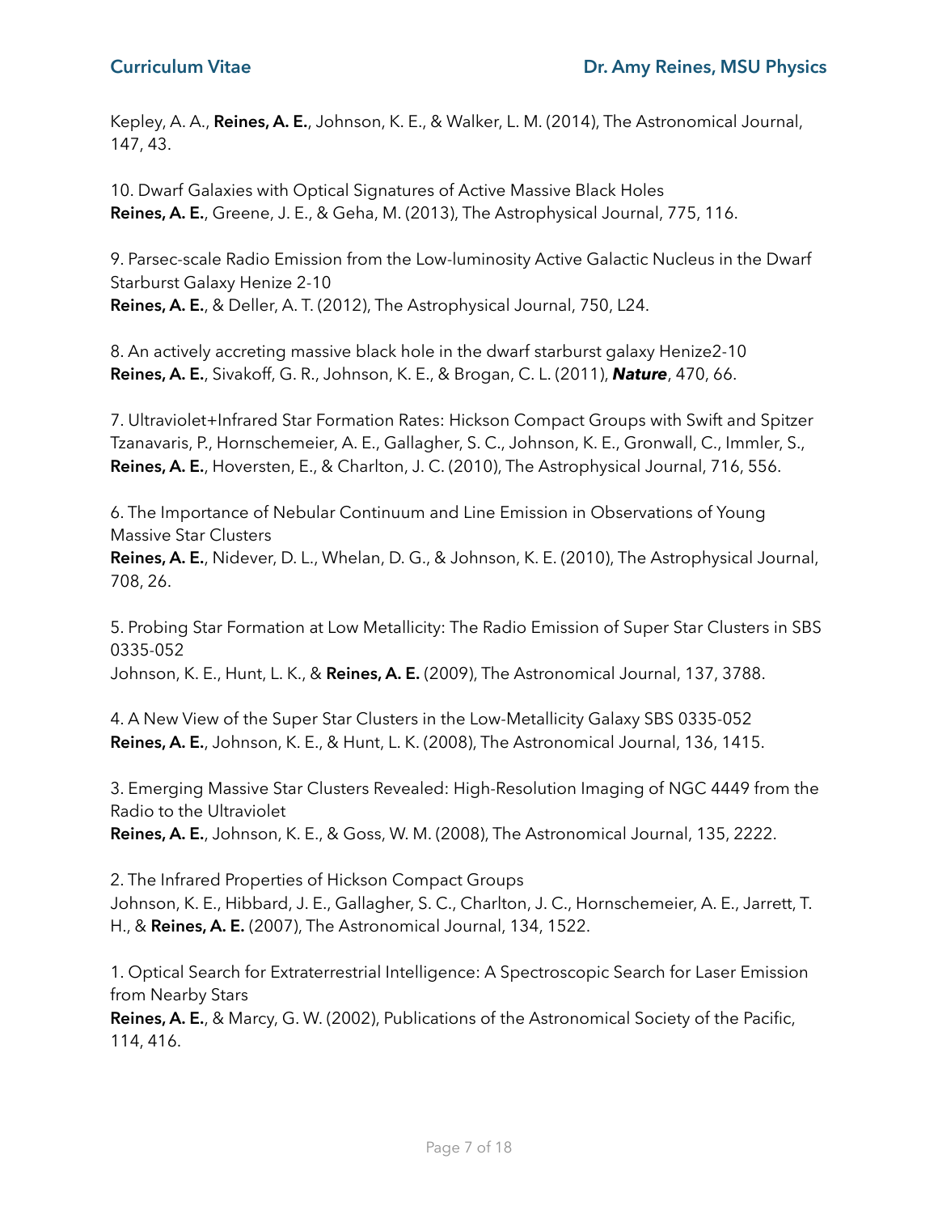Kepley, A. A., **Reines, A. E.**, Johnson, K. E., & Walker, L. M. (2014), The Astronomical Journal, 147, 43.

10. Dwarf Galaxies with Optical Signatures of Active Massive Black Holes
**Reines, A. E.**, Greene, J. E., & Geha, M. (2013), The Astrophysical Journal, 775, 116.

9. Parsec-scale Radio Emission from the Low-luminosity Active Galactic Nucleus in the Dwarf Starburst Galaxy Henize 2-10
**Reines, A. E.**, & Deller, A. T. (2012), The Astrophysical Journal, 750, L24.

8. An actively accreting massive black hole in the dwarf starburst galaxy Henize2-10
**Reines, A. E.**, Sivakoff, G. R., Johnson, K. E., & Brogan, C. L. (2011), ***Nature***, 470, 66.

7. Ultraviolet+Infrared Star Formation Rates: Hickson Compact Groups with Swift and Spitzer
Tzanavaris, P., Hornschemeier, A. E., Gallagher, S. C., Johnson, K. E., Gronwall, C., Immler, S., **Reines, A. E.**, Hoversten, E., & Charlton, J. C. (2010), The Astrophysical Journal, 716, 556.

6. The Importance of Nebular Continuum and Line Emission in Observations of Young Massive Star Clusters
**Reines, A. E.**, Nidever, D. L., Whelan, D. G., & Johnson, K. E. (2010), The Astrophysical Journal, 708, 26.

5. Probing Star Formation at Low Metallicity: The Radio Emission of Super Star Clusters in SBS 0335-052
Johnson, K. E., Hunt, L. K., & **Reines, A. E.** (2009), The Astronomical Journal, 137, 3788.

4. A New View of the Super Star Clusters in the Low-Metallicity Galaxy SBS 0335-052
**Reines, A. E.**, Johnson, K. E., & Hunt, L. K. (2008), The Astronomical Journal, 136, 1415.

3. Emerging Massive Star Clusters Revealed: High-Resolution Imaging of NGC 4449 from the Radio to the Ultraviolet
**Reines, A. E.**, Johnson, K. E., & Goss, W. M. (2008), The Astronomical Journal, 135, 2222.

2. The Infrared Properties of Hickson Compact Groups
Johnson, K. E., Hibbard, J. E., Gallagher, S. C., Charlton, J. C., Hornschemeier, A. E., Jarrett, T. H., & **Reines, A. E.** (2007), The Astronomical Journal, 134, 1522.

1. Optical Search for Extraterrestrial Intelligence: A Spectroscopic Search for Laser Emission from Nearby Stars
**Reines, A. E.**, & Marcy, G. W. (2002), Publications of the Astronomical Society of the Pacific, 114, 416.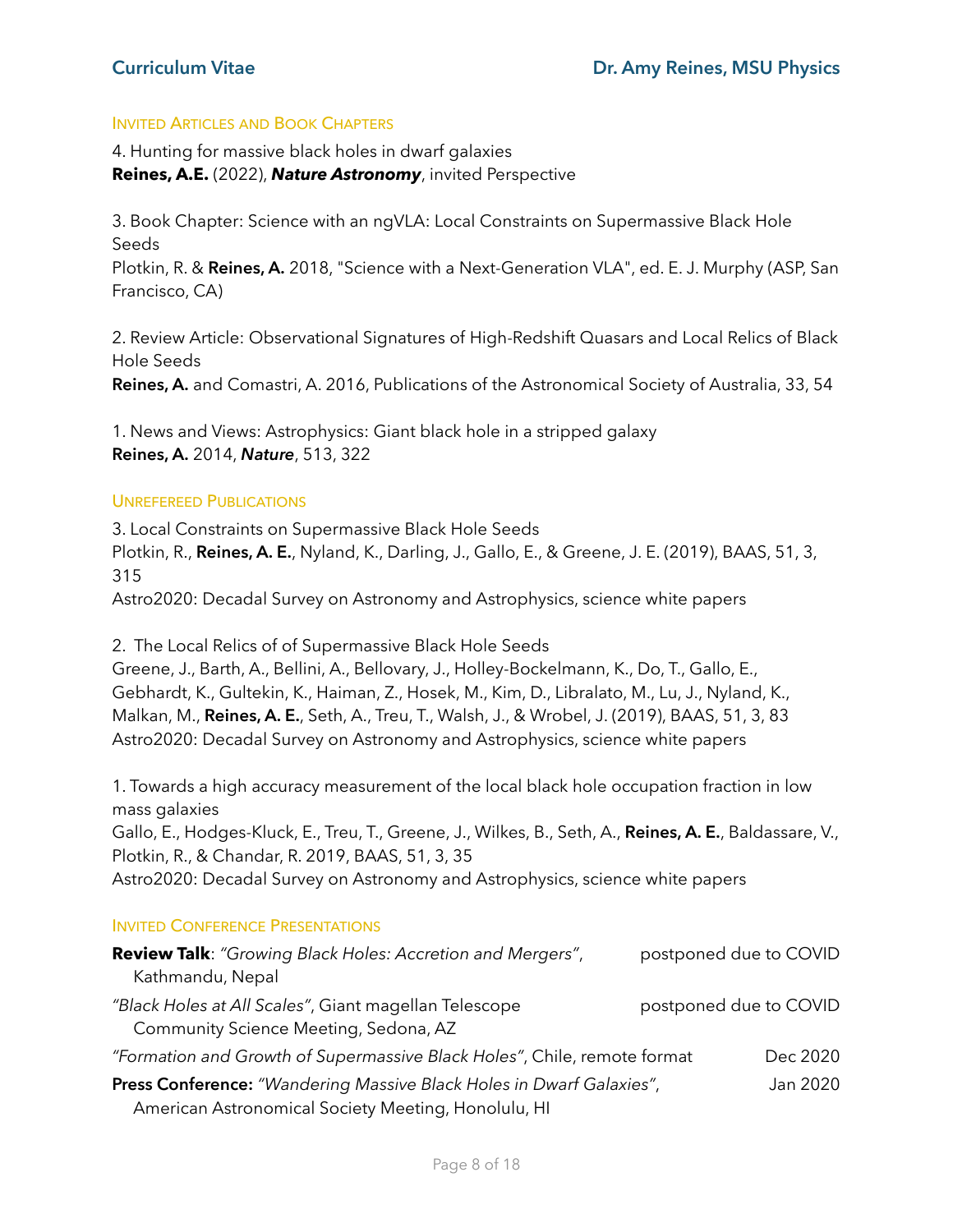### Invited Articles and Book Chapters

4. Hunting for massive black holes in dwarf galaxies
**Reines, A.E.** (2022), ***Nature Astronomy***, invited Perspective

3. Book Chapter: Science with an ngVLA: Local Constraints on Supermassive Black Hole Seeds
Plotkin, R. & **Reines, A.** 2018, "Science with a Next-Generation VLA", ed. E. J. Murphy (ASP, San Francisco, CA)

2. Review Article: Observational Signatures of High-Redshift Quasars and Local Relics of Black Hole Seeds
**Reines, A.** and Comastri, A. 2016, Publications of the Astronomical Society of Australia, 33, 54

1. News and Views: Astrophysics: Giant black hole in a stripped galaxy
**Reines, A.** 2014, ***Nature***, 513, 322

### Unrefereed Publications

3. Local Constraints on Supermassive Black Hole Seeds
Plotkin, R., **Reines, A. E.**, Nyland, K., Darling, J., Gallo, E., & Greene, J. E. (2019), BAAS, 51, 3, 315
Astro2020: Decadal Survey on Astronomy and Astrophysics, science white papers

2. The Local Relics of of Supermassive Black Hole Seeds
Greene, J., Barth, A., Bellini, A., Bellovary, J., Holley-Bockelmann, K., Do, T., Gallo, E., Gebhardt, K., Gultekin, K., Haiman, Z., Hosek, M., Kim, D., Libralato, M., Lu, J., Nyland, K., Malkan, M., **Reines, A. E.**, Seth, A., Treu, T., Walsh, J., & Wrobel, J. (2019), BAAS, 51, 3, 83
Astro2020: Decadal Survey on Astronomy and Astrophysics, science white papers

1. Towards a high accuracy measurement of the local black hole occupation fraction in low mass galaxies
Gallo, E., Hodges-Kluck, E., Treu, T., Greene, J., Wilkes, B., Seth, A., **Reines, A. E.**, Baldassare, V., Plotkin, R., & Chandar, R. 2019, BAAS, 51, 3, 35
Astro2020: Decadal Survey on Astronomy and Astrophysics, science white papers

### Invited Conference Presentations

**Review Talk**: *"Growing Black Holes: Accretion and Mergers"*, Kathmandu, Nepal — postponed due to COVID

*"Black Holes at All Scales"*, Giant magellan Telescope Community Science Meeting, Sedona, AZ — postponed due to COVID

*"Formation and Growth of Supermassive Black Holes"*, Chile, remote format — Dec 2020

**Press Conference:** *"Wandering Massive Black Holes in Dwarf Galaxies"*, American Astronomical Society Meeting, Honolulu, HI — Jan 2020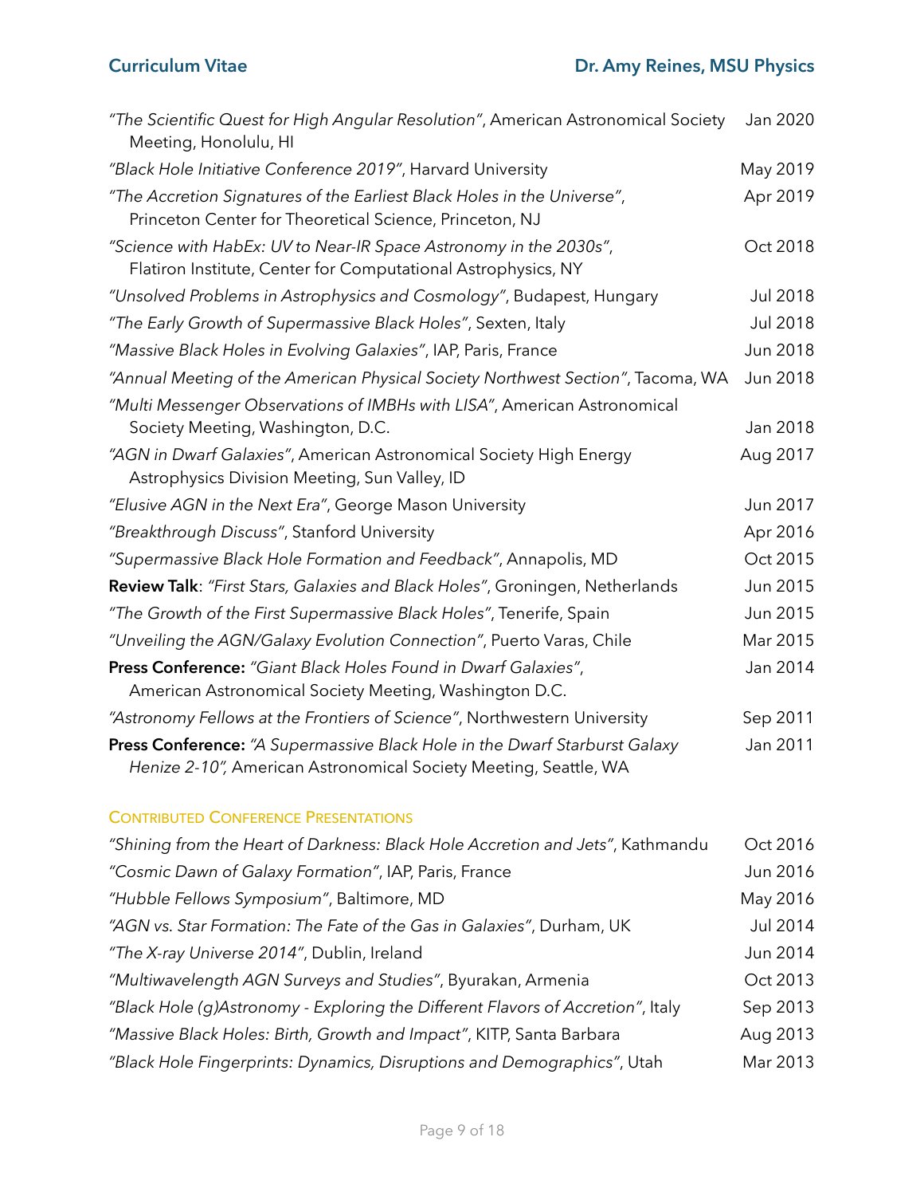*"The Scientific Quest for High Angular Resolution"*, American Astronomical Society Meeting, Honolulu, HI — Jan 2020

*"Black Hole Initiative Conference 2019"*, Harvard University — May 2019

*"The Accretion Signatures of the Earliest Black Holes in the Universe"*, Princeton Center for Theoretical Science, Princeton, NJ — Apr 2019

*"Science with HabEx: UV to Near-IR Space Astronomy in the 2030s"*, Flatiron Institute, Center for Computational Astrophysics, NY — Oct 2018

*"Unsolved Problems in Astrophysics and Cosmology"*, Budapest, Hungary — Jul 2018

*"The Early Growth of Supermassive Black Holes"*, Sexten, Italy — Jul 2018

*"Massive Black Holes in Evolving Galaxies"*, IAP, Paris, France — Jun 2018

*"Annual Meeting of the American Physical Society Northwest Section"*, Tacoma, WA — Jun 2018

*"Multi Messenger Observations of IMBHs with LISA"*, American Astronomical Society Meeting, Washington, D.C. — Jan 2018

*"AGN in Dwarf Galaxies"*, American Astronomical Society High Energy Astrophysics Division Meeting, Sun Valley, ID — Aug 2017

*"Elusive AGN in the Next Era"*, George Mason University — Jun 2017

*"Breakthrough Discuss"*, Stanford University — Apr 2016

*"Supermassive Black Hole Formation and Feedback"*, Annapolis, MD — Oct 2015

**Review Talk**: *"First Stars, Galaxies and Black Holes"*, Groningen, Netherlands — Jun 2015

*"The Growth of the First Supermassive Black Holes"*, Tenerife, Spain — Jun 2015

*"Unveiling the AGN/Galaxy Evolution Connection"*, Puerto Varas, Chile — Mar 2015

**Press Conference:** *"Giant Black Holes Found in Dwarf Galaxies"*, American Astronomical Society Meeting, Washington D.C. — Jan 2014

*"Astronomy Fellows at the Frontiers of Science"*, Northwestern University — Sep 2011

**Press Conference:** *"A Supermassive Black Hole in the Dwarf Starburst Galaxy Henize 2-10"*, American Astronomical Society Meeting, Seattle, WA — Jan 2011

### Contributed Conference Presentations

*"Shining from the Heart of Darkness: Black Hole Accretion and Jets"*, Kathmandu — Oct 2016

*"Cosmic Dawn of Galaxy Formation"*, IAP, Paris, France — Jun 2016

*"Hubble Fellows Symposium"*, Baltimore, MD — May 2016

*"AGN vs. Star Formation: The Fate of the Gas in Galaxies"*, Durham, UK — Jul 2014

*"The X-ray Universe 2014"*, Dublin, Ireland — Jun 2014

*"Multiwavelength AGN Surveys and Studies"*, Byurakan, Armenia — Oct 2013

*"Black Hole (g)Astronomy - Exploring the Different Flavors of Accretion"*, Italy — Sep 2013

*"Massive Black Holes: Birth, Growth and Impact"*, KITP, Santa Barbara — Aug 2013

*"Black Hole Fingerprints: Dynamics, Disruptions and Demographics"*, Utah — Mar 2013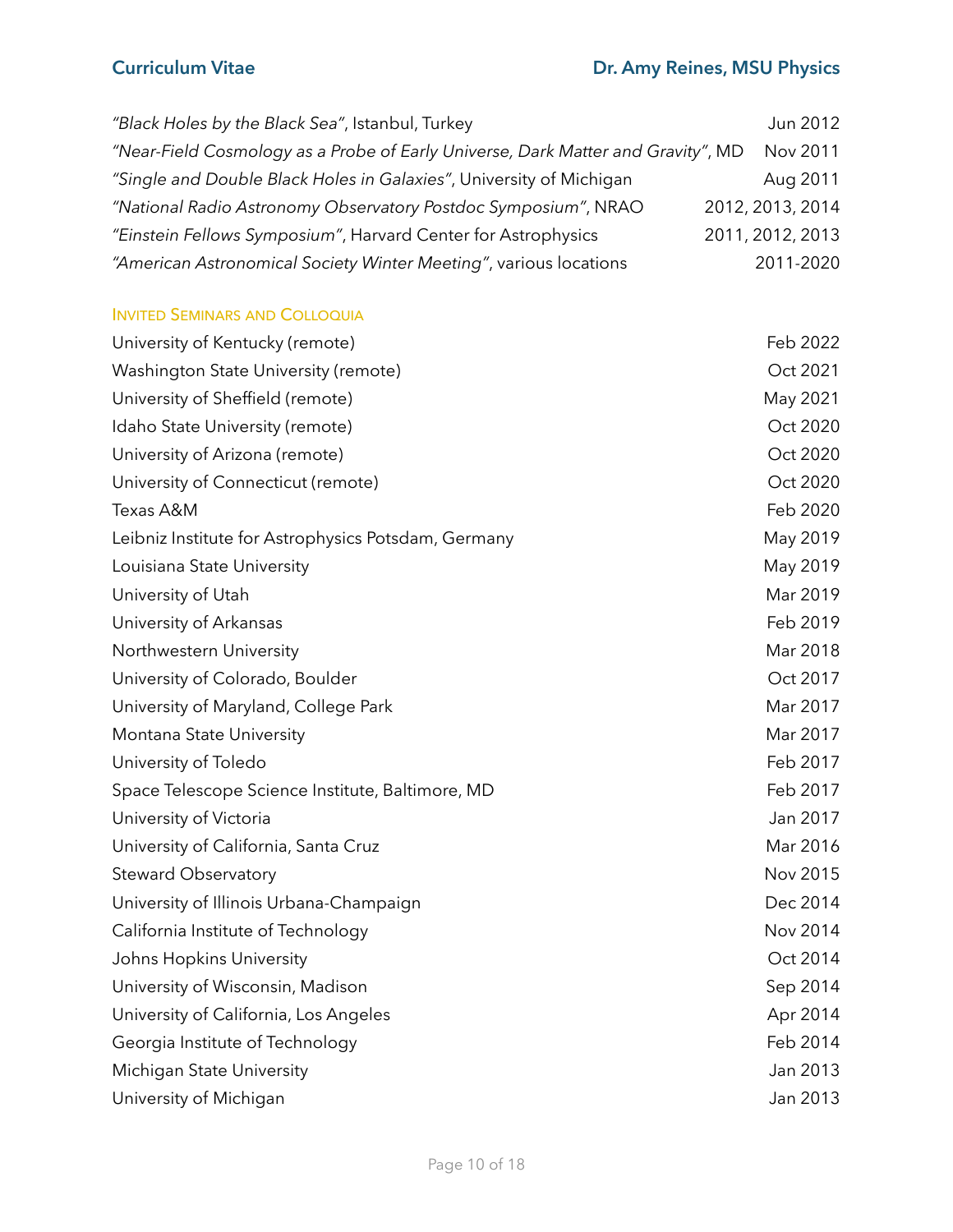*"Black Holes by the Black Sea"*, Istanbul, Turkey — Jun 2012

*"Near-Field Cosmology as a Probe of Early Universe, Dark Matter and Gravity"*, MD — Nov 2011

*"Single and Double Black Holes in Galaxies"*, University of Michigan — Aug 2011

*"National Radio Astronomy Observatory Postdoc Symposium"*, NRAO — 2012, 2013, 2014

*"Einstein Fellows Symposium"*, Harvard Center for Astrophysics — 2011, 2012, 2013

*"American Astronomical Society Winter Meeting"*, various locations — 2011-2020

### Invited Seminars and Colloquia

| | |
|---|---|
| University of Kentucky (remote) | Feb 2022 |
| Washington State University (remote) | Oct 2021 |
| University of Sheffield (remote) | May 2021 |
| Idaho State University (remote) | Oct 2020 |
| University of Arizona (remote) | Oct 2020 |
| University of Connecticut (remote) | Oct 2020 |
| Texas A&M | Feb 2020 |
| Leibniz Institute for Astrophysics Potsdam, Germany | May 2019 |
| Louisiana State University | May 2019 |
| University of Utah | Mar 2019 |
| University of Arkansas | Feb 2019 |
| Northwestern University | Mar 2018 |
| University of Colorado, Boulder | Oct 2017 |
| University of Maryland, College Park | Mar 2017 |
| Montana State University | Mar 2017 |
| University of Toledo | Feb 2017 |
| Space Telescope Science Institute, Baltimore, MD | Feb 2017 |
| University of Victoria | Jan 2017 |
| University of California, Santa Cruz | Mar 2016 |
| Steward Observatory | Nov 2015 |
| University of Illinois Urbana-Champaign | Dec 2014 |
| California Institute of Technology | Nov 2014 |
| Johns Hopkins University | Oct 2014 |
| University of Wisconsin, Madison | Sep 2014 |
| University of California, Los Angeles | Apr 2014 |
| Georgia Institute of Technology | Feb 2014 |
| Michigan State University | Jan 2013 |
| University of Michigan | Jan 2013 |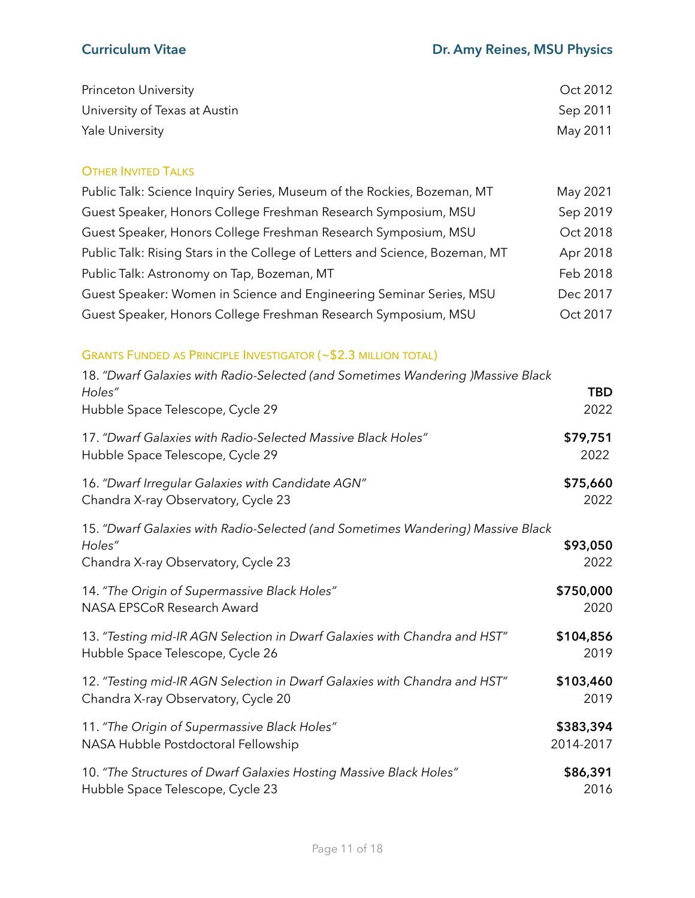Princeton University — Oct 2012
University of Texas at Austin — Sep 2011
Yale University — May 2011

### Other Invited Talks

Public Talk: Science Inquiry Series, Museum of the Rockies, Bozeman, MT — May 2021
Guest Speaker, Honors College Freshman Research Symposium, MSU — Sep 2019
Guest Speaker, Honors College Freshman Research Symposium, MSU — Oct 2018
Public Talk: Rising Stars in the College of Letters and Science, Bozeman, MT — Apr 2018
Public Talk: Astronomy on Tap, Bozeman, MT — Feb 2018
Guest Speaker: Women in Science and Engineering Seminar Series, MSU — Dec 2017
Guest Speaker, Honors College Freshman Research Symposium, MSU — Oct 2017

### Grants Funded as Principle Investigator (~$2.3 million total)

18. *"Dwarf Galaxies with Radio-Selected (and Sometimes Wandering )Massive Black Holes"* — **TBD**
Hubble Space Telescope, Cycle 29 — 2022

17. *"Dwarf Galaxies with Radio-Selected Massive Black Holes"* — **$79,751**
Hubble Space Telescope, Cycle 29 — 2022

16. *"Dwarf Irregular Galaxies with Candidate AGN"* — **$75,660**
Chandra X-ray Observatory, Cycle 23 — 2022

15. *"Dwarf Galaxies with Radio-Selected (and Sometimes Wandering) Massive Black Holes"* — **$93,050**
Chandra X-ray Observatory, Cycle 23 — 2022

14. *"The Origin of Supermassive Black Holes"* — **$750,000**
NASA EPSCoR Research Award — 2020

13. *"Testing mid-IR AGN Selection in Dwarf Galaxies with Chandra and HST"* — **$104,856**
Hubble Space Telescope, Cycle 26 — 2019

12. *"Testing mid-IR AGN Selection in Dwarf Galaxies with Chandra and HST"* — **$103,460**
Chandra X-ray Observatory, Cycle 20 — 2019

11. *"The Origin of Supermassive Black Holes"* — **$383,394**
NASA Hubble Postdoctoral Fellowship — 2014-2017

10. *"The Structures of Dwarf Galaxies Hosting Massive Black Holes"* — **$86,391**
Hubble Space Telescope, Cycle 23 — 2016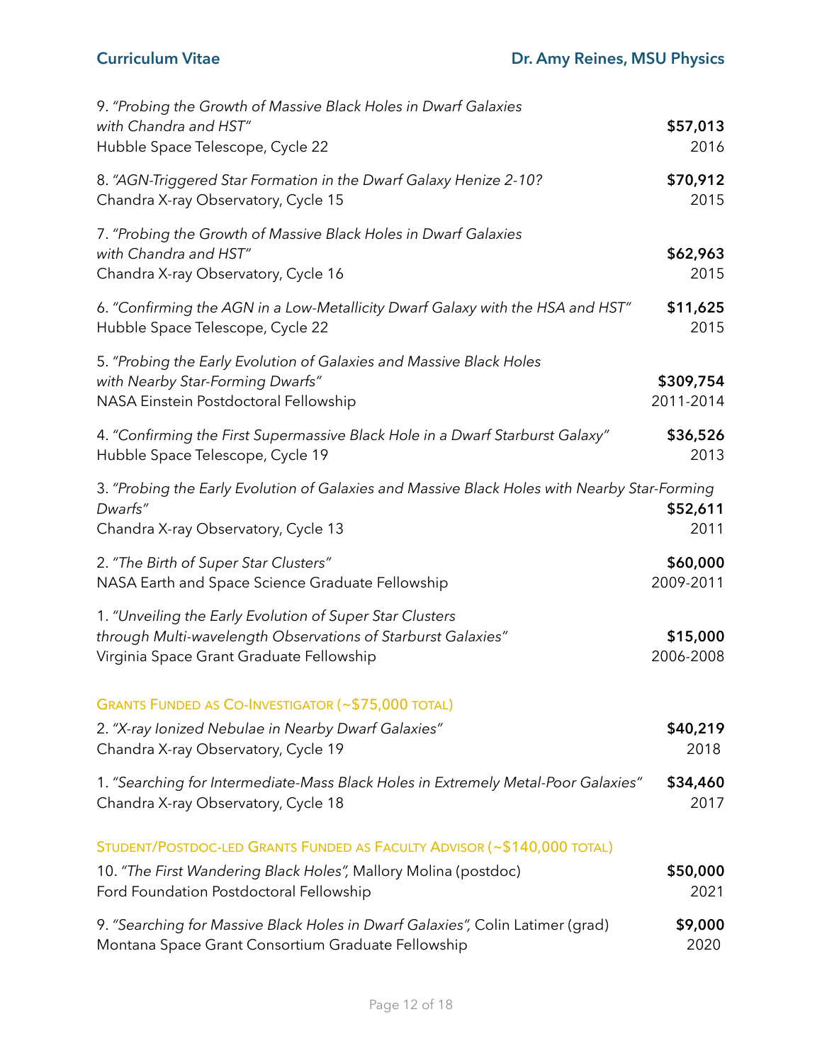9. *"Probing the Growth of Massive Black Holes in Dwarf Galaxies with Chandra and HST"* **$57,013**
Hubble Space Telescope, Cycle 22 2016

8. *"AGN-Triggered Star Formation in the Dwarf Galaxy Henize 2-10?* **$70,912**
Chandra X-ray Observatory, Cycle 15 2015

7. *"Probing the Growth of Massive Black Holes in Dwarf Galaxies with Chandra and HST"* **$62,963**
Chandra X-ray Observatory, Cycle 16 2015

6. *"Confirming the AGN in a Low-Metallicity Dwarf Galaxy with the HSA and HST"* **$11,625**
Hubble Space Telescope, Cycle 22 2015

5. *"Probing the Early Evolution of Galaxies and Massive Black Holes with Nearby Star-Forming Dwarfs"* **$309,754**
NASA Einstein Postdoctoral Fellowship 2011-2014

4. *"Confirming the First Supermassive Black Hole in a Dwarf Starburst Galaxy"* **$36,526**
Hubble Space Telescope, Cycle 19 2013

3. *"Probing the Early Evolution of Galaxies and Massive Black Holes with Nearby Star-Forming Dwarfs"* **$52,611**
Chandra X-ray Observatory, Cycle 13 2011

2. *"The Birth of Super Star Clusters"* **$60,000**
NASA Earth and Space Science Graduate Fellowship 2009-2011

1. *"Unveiling the Early Evolution of Super Star Clusters through Multi-wavelength Observations of Starburst Galaxies"* **$15,000**
Virginia Space Grant Graduate Fellowship 2006-2008

### Grants Funded as Co-Investigator (~$75,000 total)

2. *"X-ray Ionized Nebulae in Nearby Dwarf Galaxies"* **$40,219**
Chandra X-ray Observatory, Cycle 19 2018

1. *"Searching for Intermediate-Mass Black Holes in Extremely Metal-Poor Galaxies"* **$34,460**
Chandra X-ray Observatory, Cycle 18 2017

### Student/Postdoc-led Grants Funded as Faculty Advisor (~$140,000 total)

10. *"The First Wandering Black Holes"*, Mallory Molina (postdoc) **$50,000**
Ford Foundation Postdoctoral Fellowship 2021

9. *"Searching for Massive Black Holes in Dwarf Galaxies"*, Colin Latimer (grad) **$9,000**
Montana Space Grant Consortium Graduate Fellowship 2020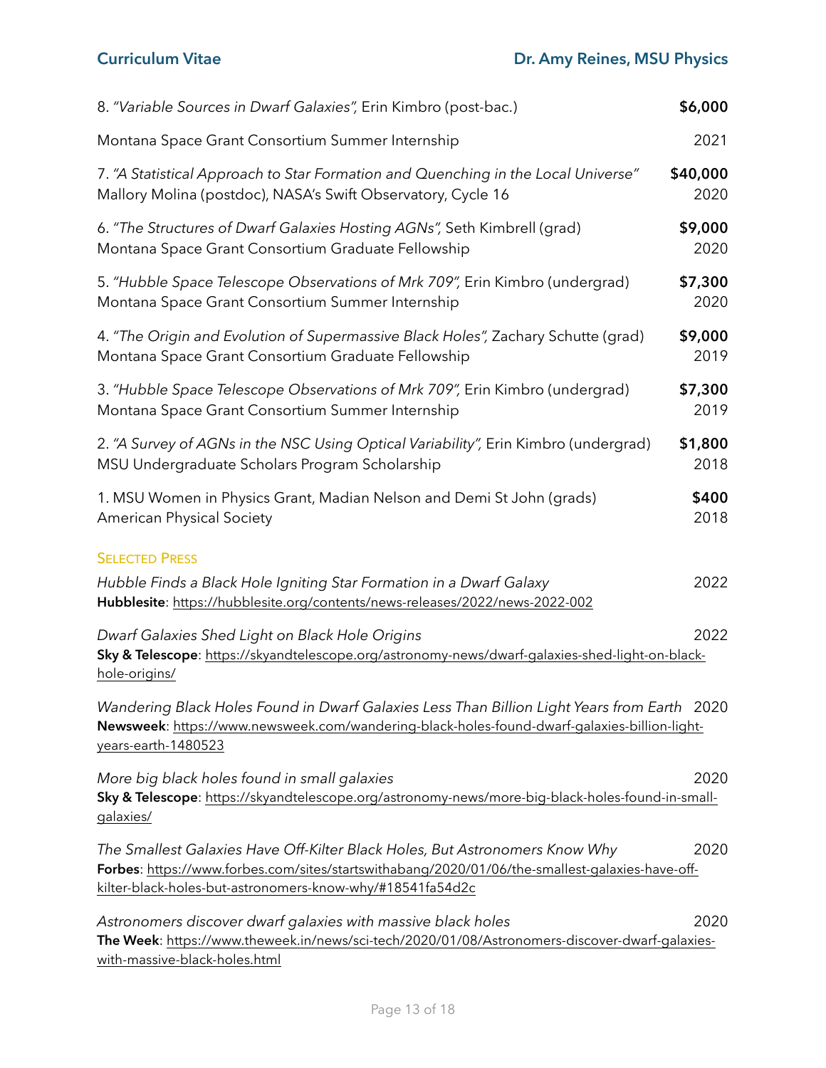8. *"Variable Sources in Dwarf Galaxies"*, Erin Kimbro (post-bac.) **$6,000**
Montana Space Grant Consortium Summer Internship 2021

7. *"A Statistical Approach to Star Formation and Quenching in the Local Universe"* **$40,000**
Mallory Molina (postdoc), NASA's Swift Observatory, Cycle 16 2020

6. *"The Structures of Dwarf Galaxies Hosting AGNs"*, Seth Kimbrell (grad) **$9,000**
Montana Space Grant Consortium Graduate Fellowship 2020

5. *"Hubble Space Telescope Observations of Mrk 709"*, Erin Kimbro (undergrad) **$7,300**
Montana Space Grant Consortium Summer Internship 2020

4. *"The Origin and Evolution of Supermassive Black Holes"*, Zachary Schutte (grad) **$9,000**
Montana Space Grant Consortium Graduate Fellowship 2019

3. *"Hubble Space Telescope Observations of Mrk 709"*, Erin Kimbro (undergrad) **$7,300**
Montana Space Grant Consortium Summer Internship 2019

2. *"A Survey of AGNs in the NSC Using Optical Variability"*, Erin Kimbro (undergrad) **$1,800**
MSU Undergraduate Scholars Program Scholarship 2018

1. MSU Women in Physics Grant, Madian Nelson and Demi St John (grads) **$400**
American Physical Society 2018

## Selected Press

*Hubble Finds a Black Hole Igniting Star Formation in a Dwarf Galaxy* 2022
**Hubblesite**: https://hubblesite.org/contents/news-releases/2022/news-2022-002

*Dwarf Galaxies Shed Light on Black Hole Origins* 2022
**Sky & Telescope**: https://skyandtelescope.org/astronomy-news/dwarf-galaxies-shed-light-on-black-hole-origins/

*Wandering Black Holes Found in Dwarf Galaxies Less Than Billion Light Years from Earth* 2020
**Newsweek**: https://www.newsweek.com/wandering-black-holes-found-dwarf-galaxies-billion-light-years-earth-1480523

*More big black holes found in small galaxies* 2020
**Sky & Telescope**: https://skyandtelescope.org/astronomy-news/more-big-black-holes-found-in-small-galaxies/

*The Smallest Galaxies Have Off-Kilter Black Holes, But Astronomers Know Why* 2020
**Forbes**: https://www.forbes.com/sites/startswithabang/2020/01/06/the-smallest-galaxies-have-off-kilter-black-holes-but-astronomers-know-why/#18541fa54d2c

*Astronomers discover dwarf galaxies with massive black holes* 2020
**The Week**: https://www.theweek.in/news/sci-tech/2020/01/08/Astronomers-discover-dwarf-galaxies-with-massive-black-holes.html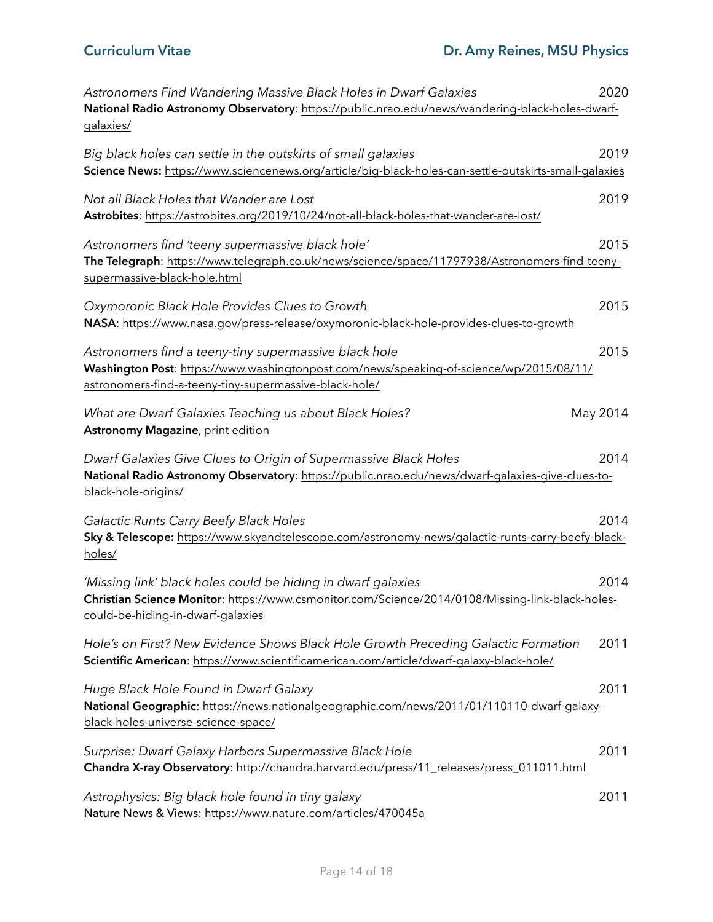*Astronomers Find Wandering Massive Black Holes in Dwarf Galaxies* 2020
**National Radio Astronomy Observatory**: https://public.nrao.edu/news/wandering-black-holes-dwarf-galaxies/

*Big black holes can settle in the outskirts of small galaxies* 2019
**Science News:** https://www.sciencenews.org/article/big-black-holes-can-settle-outskirts-small-galaxies

*Not all Black Holes that Wander are Lost* 2019
**Astrobites**: https://astrobites.org/2019/10/24/not-all-black-holes-that-wander-are-lost/

*Astronomers find 'teeny supermassive black hole'* 2015
**The Telegraph**: https://www.telegraph.co.uk/news/science/space/11797938/Astronomers-find-teeny-supermassive-black-hole.html

*Oxymoronic Black Hole Provides Clues to Growth* 2015
**NASA**: https://www.nasa.gov/press-release/oxymoronic-black-hole-provides-clues-to-growth

*Astronomers find a teeny-tiny supermassive black hole* 2015
**Washington Post**: https://www.washingtonpost.com/news/speaking-of-science/wp/2015/08/11/astronomers-find-a-teeny-tiny-supermassive-black-hole/

*What are Dwarf Galaxies Teaching us about Black Holes?* May 2014
**Astronomy Magazine**, print edition

*Dwarf Galaxies Give Clues to Origin of Supermassive Black Holes* 2014
**National Radio Astronomy Observatory**: https://public.nrao.edu/news/dwarf-galaxies-give-clues-to-black-hole-origins/

*Galactic Runts Carry Beefy Black Holes* 2014
**Sky & Telescope:** https://www.skyandtelescope.com/astronomy-news/galactic-runts-carry-beefy-black-holes/

*'Missing link' black holes could be hiding in dwarf galaxies* 2014
**Christian Science Monitor**: https://www.csmonitor.com/Science/2014/0108/Missing-link-black-holes-could-be-hiding-in-dwarf-galaxies

*Hole's on First? New Evidence Shows Black Hole Growth Preceding Galactic Formation* 2011
**Scientific American**: https://www.scientificamerican.com/article/dwarf-galaxy-black-hole/

*Huge Black Hole Found in Dwarf Galaxy* 2011
**National Geographic**: https://news.nationalgeographic.com/news/2011/01/110110-dwarf-galaxy-black-holes-universe-science-space/

*Surprise: Dwarf Galaxy Harbors Supermassive Black Hole* 2011
**Chandra X-ray Observatory**: http://chandra.harvard.edu/press/11_releases/press_011011.html

*Astrophysics: Big black hole found in tiny galaxy* 2011
**Nature News & Views**: https://www.nature.com/articles/470045a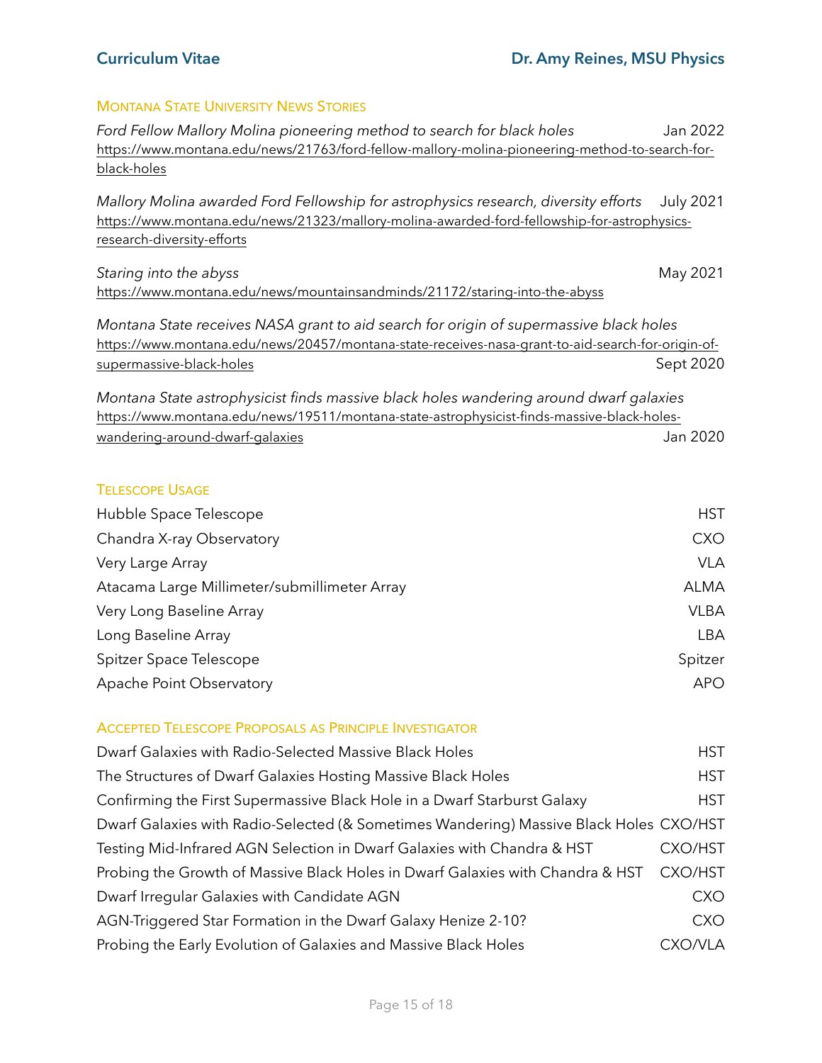## Montana State University News Stories

*Ford Fellow Mallory Molina pioneering method to search for black holes* — Jan 2022
https://www.montana.edu/news/21763/ford-fellow-mallory-molina-pioneering-method-to-search-for-black-holes

*Mallory Molina awarded Ford Fellowship for astrophysics research, diversity efforts* — July 2021
https://www.montana.edu/news/21323/mallory-molina-awarded-ford-fellowship-for-astrophysics-research-diversity-efforts

*Staring into the abyss* — May 2021
https://www.montana.edu/news/mountainsandminds/21172/staring-into-the-abyss

*Montana State receives NASA grant to aid search for origin of supermassive black holes*
https://www.montana.edu/news/20457/montana-state-receives-nasa-grant-to-aid-search-for-origin-of-supermassive-black-holes — Sept 2020

*Montana State astrophysicist finds massive black holes wandering around dwarf galaxies*
https://www.montana.edu/news/19511/montana-state-astrophysicist-finds-massive-black-holes-wandering-around-dwarf-galaxies — Jan 2020

## Telescope Usage

| Telescope | Abbreviation |
|---|---|
| Hubble Space Telescope | HST |
| Chandra X-ray Observatory | CXO |
| Very Large Array | VLA |
| Atacama Large Millimeter/submillimeter Array | ALMA |
| Very Long Baseline Array | VLBA |
| Long Baseline Array | LBA |
| Spitzer Space Telescope | Spitzer |
| Apache Point Observatory | APO |

## Accepted Telescope Proposals as Principle Investigator

| Proposal | Telescope |
|---|---|
| Dwarf Galaxies with Radio-Selected Massive Black Holes | HST |
| The Structures of Dwarf Galaxies Hosting Massive Black Holes | HST |
| Confirming the First Supermassive Black Hole in a Dwarf Starburst Galaxy | HST |
| Dwarf Galaxies with Radio-Selected (& Sometimes Wandering) Massive Black Holes | CXO/HST |
| Testing Mid-Infrared AGN Selection in Dwarf Galaxies with Chandra & HST | CXO/HST |
| Probing the Growth of Massive Black Holes in Dwarf Galaxies with Chandra & HST | CXO/HST |
| Dwarf Irregular Galaxies with Candidate AGN | CXO |
| AGN-Triggered Star Formation in the Dwarf Galaxy Henize 2-10? | CXO |
| Probing the Early Evolution of Galaxies and Massive Black Holes | CXO/VLA |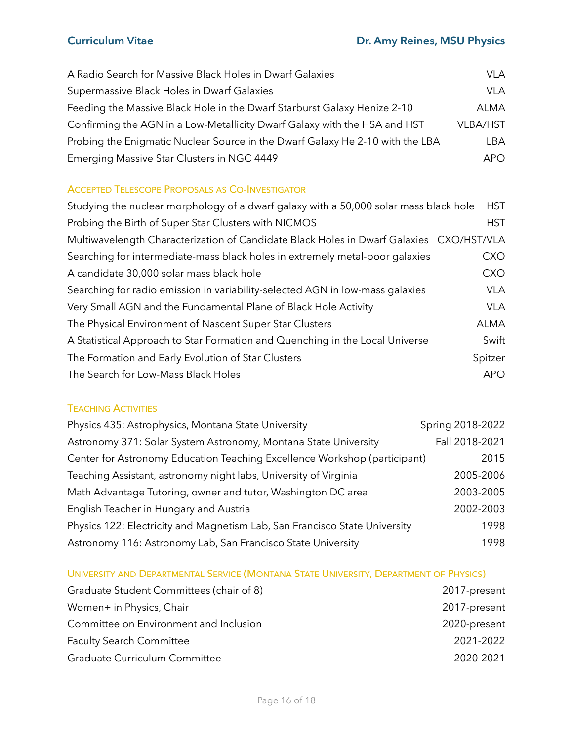| | |
|---|---|
| A Radio Search for Massive Black Holes in Dwarf Galaxies | VLA |
| Supermassive Black Holes in Dwarf Galaxies | VLA |
| Feeding the Massive Black Hole in the Dwarf Starburst Galaxy Henize 2-10 | ALMA |
| Confirming the AGN in a Low-Metallicity Dwarf Galaxy with the HSA and HST | VLBA/HST |
| Probing the Enigmatic Nuclear Source in the Dwarf Galaxy He 2-10 with the LBA | LBA |
| Emerging Massive Star Clusters in NGC 4449 | APO |

## Accepted Telescope Proposals as Co-Investigator

| | |
|---|---|
| Studying the nuclear morphology of a dwarf galaxy with a 50,000 solar mass black hole | HST |
| Probing the Birth of Super Star Clusters with NICMOS | HST |
| Multiwavelength Characterization of Candidate Black Holes in Dwarf Galaxies | CXO/HST/VLA |
| Searching for intermediate-mass black holes in extremely metal-poor galaxies | CXO |
| A candidate 30,000 solar mass black hole | CXO |
| Searching for radio emission in variability-selected AGN in low-mass galaxies | VLA |
| Very Small AGN and the Fundamental Plane of Black Hole Activity | VLA |
| The Physical Environment of Nascent Super Star Clusters | ALMA |
| A Statistical Approach to Star Formation and Quenching in the Local Universe | Swift |
| The Formation and Early Evolution of Star Clusters | Spitzer |
| The Search for Low-Mass Black Holes | APO |

## Teaching Activities

| | |
|---|---|
| Physics 435: Astrophysics, Montana State University | Spring 2018-2022 |
| Astronomy 371: Solar System Astronomy, Montana State University | Fall 2018-2021 |
| Center for Astronomy Education Teaching Excellence Workshop (participant) | 2015 |
| Teaching Assistant, astronomy night labs, University of Virginia | 2005-2006 |
| Math Advantage Tutoring, owner and tutor, Washington DC area | 2003-2005 |
| English Teacher in Hungary and Austria | 2002-2003 |
| Physics 122: Electricity and Magnetism Lab, San Francisco State University | 1998 |
| Astronomy 116: Astronomy Lab, San Francisco State University | 1998 |

## University and Departmental Service (Montana State University, Department of Physics)

| | |
|---|---|
| Graduate Student Committees (chair of 8) | 2017-present |
| Women+ in Physics, Chair | 2017-present |
| Committee on Environment and Inclusion | 2020-present |
| Faculty Search Committee | 2021-2022 |
| Graduate Curriculum Committee | 2020-2021 |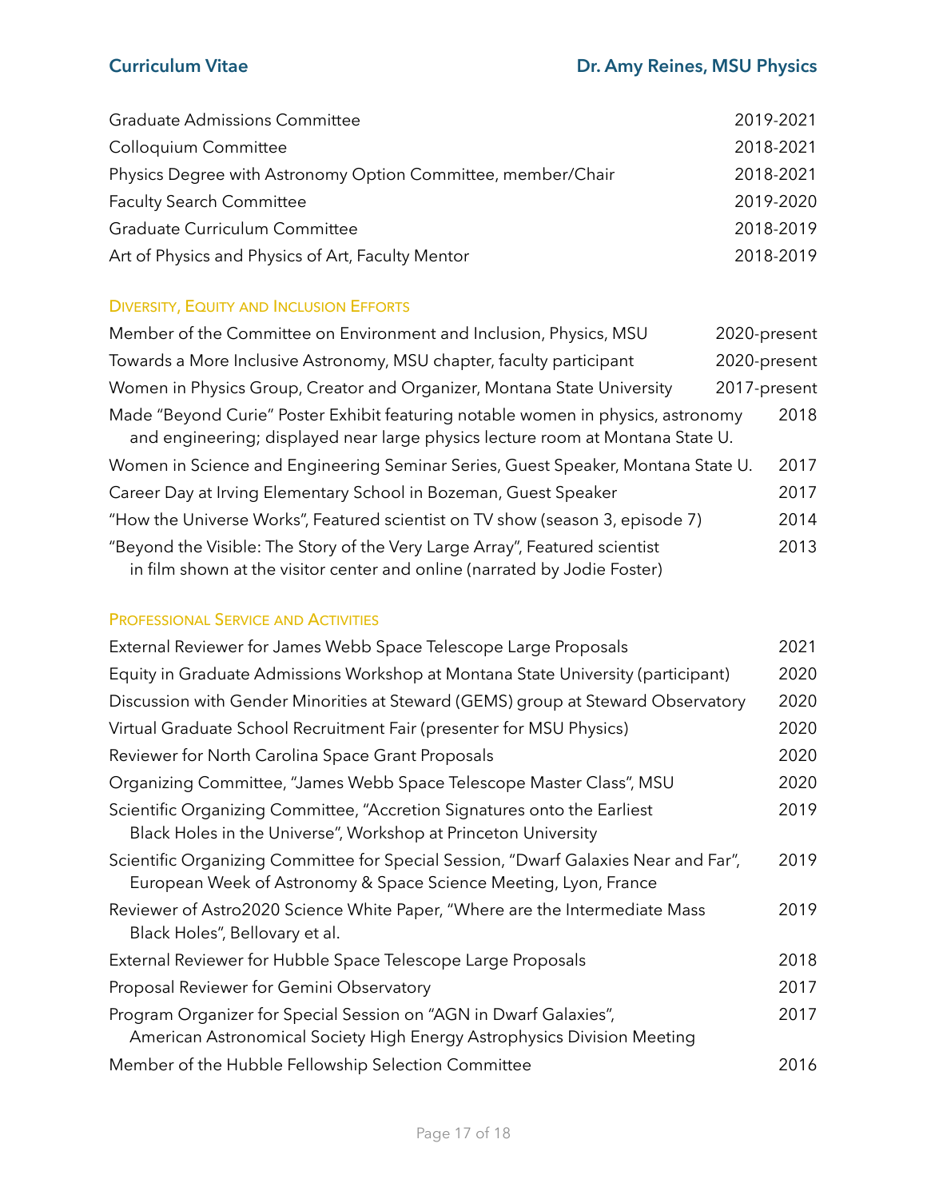Graduate Admissions Committee 2019-2021

Colloquium Committee 2018-2021

Physics Degree with Astronomy Option Committee, member/Chair 2018-2021

Faculty Search Committee 2019-2020

Graduate Curriculum Committee 2018-2019

Art of Physics and Physics of Art, Faculty Mentor 2018-2019

## Diversity, Equity and Inclusion Efforts

Member of the Committee on Environment and Inclusion, Physics, MSU 2020-present

Towards a More Inclusive Astronomy, MSU chapter, faculty participant 2020-present

Women in Physics Group, Creator and Organizer, Montana State University 2017-present

Made "Beyond Curie" Poster Exhibit featuring notable women in physics, astronomy and engineering; displayed near large physics lecture room at Montana State U. 2018

Women in Science and Engineering Seminar Series, Guest Speaker, Montana State U. 2017

Career Day at Irving Elementary School in Bozeman, Guest Speaker 2017

"How the Universe Works", Featured scientist on TV show (season 3, episode 7) 2014

"Beyond the Visible: The Story of the Very Large Array", Featured scientist in film shown at the visitor center and online (narrated by Jodie Foster) 2013

## Professional Service and Activities

External Reviewer for James Webb Space Telescope Large Proposals 2021

Equity in Graduate Admissions Workshop at Montana State University (participant) 2020

Discussion with Gender Minorities at Steward (GEMS) group at Steward Observatory 2020

Virtual Graduate School Recruitment Fair (presenter for MSU Physics) 2020

Reviewer for North Carolina Space Grant Proposals 2020

Organizing Committee, "James Webb Space Telescope Master Class", MSU 2020

Scientific Organizing Committee, "Accretion Signatures onto the Earliest Black Holes in the Universe", Workshop at Princeton University 2019

Scientific Organizing Committee for Special Session, "Dwarf Galaxies Near and Far", European Week of Astronomy & Space Science Meeting, Lyon, France 2019

Reviewer of Astro2020 Science White Paper, "Where are the Intermediate Mass Black Holes", Bellovary et al. 2019

External Reviewer for Hubble Space Telescope Large Proposals 2018

Proposal Reviewer for Gemini Observatory 2017

Program Organizer for Special Session on "AGN in Dwarf Galaxies", American Astronomical Society High Energy Astrophysics Division Meeting 2017

Member of the Hubble Fellowship Selection Committee 2016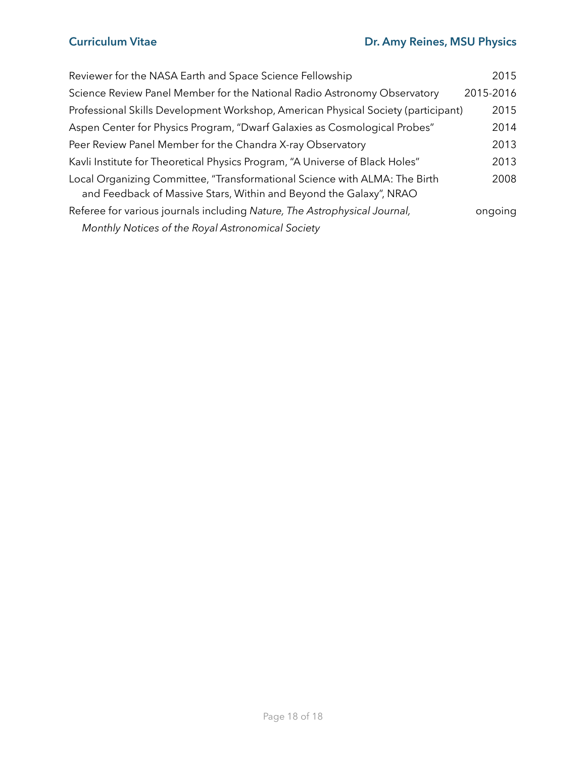| | |
|---|---|
| Reviewer for the NASA Earth and Space Science Fellowship | 2015 |
| Science Review Panel Member for the National Radio Astronomy Observatory | 2015-2016 |
| Professional Skills Development Workshop, American Physical Society (participant) | 2015 |
| Aspen Center for Physics Program, "Dwarf Galaxies as Cosmological Probes" | 2014 |
| Peer Review Panel Member for the Chandra X-ray Observatory | 2013 |
| Kavli Institute for Theoretical Physics Program, "A Universe of Black Holes" | 2013 |
| Local Organizing Committee, "Transformational Science with ALMA: The Birth and Feedback of Massive Stars, Within and Beyond the Galaxy", NRAO | 2008 |
| Referee for various journals including *Nature, The Astrophysical Journal, Monthly Notices of the Royal Astronomical Society* | ongoing |